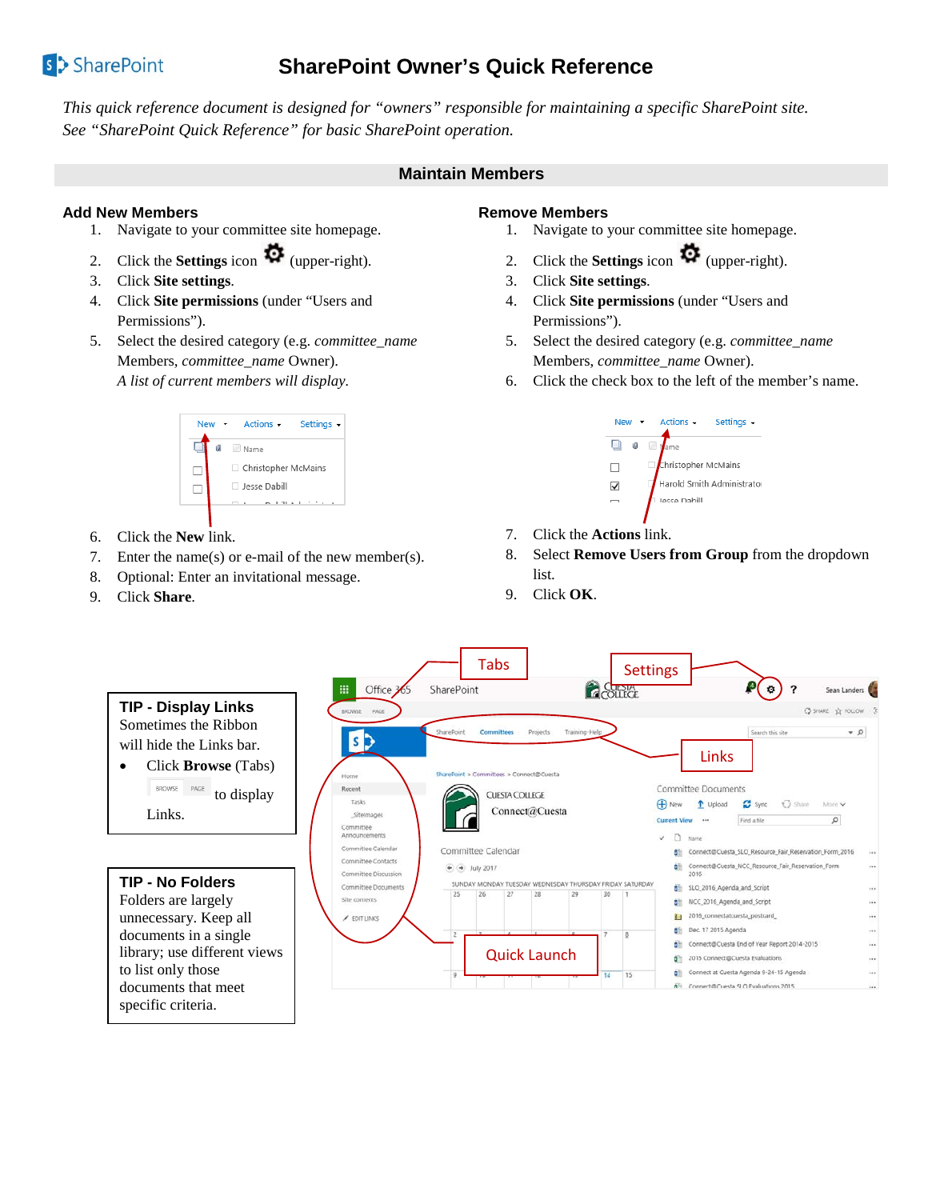# SharePoint Owner's Quick Reference

*This quick reference document is designed for "owners" responsible for maintaining a specific SharePoint site. See "SharePoint Quick Reference" for basic SharePoint operation.*

## Maintain Members

### Add New Members

1. Navigate to your committee site homepage.
2. Click the **Settings** icon (upper-right).
3. Click **Site settings**.
4. Click **Site permissions** (under "Users and Permissions").
5. Select the desired category (e.g. *committee_name* Members, *committee_name* Owner).
   *A list of current members will display.*
6. Click the **New** link.
7. Enter the name(s) or e-mail of the new member(s).
8. Optional: Enter an invitational message.
9. Click **Share**.

### Remove Members

1. Navigate to your committee site homepage.
2. Click the **Settings** icon (upper-right).
3. Click **Site settings**.
4. Click **Site permissions** (under "Users and Permissions").
5. Select the desired category (e.g. *committee_name* Members, *committee_name* Owner).
6. Click the check box to the left of the member's name.
7. Click the **Actions** link.
8. Select **Remove Users from Group** from the dropdown list.
9. Click **OK**.

**TIP - Display Links**

Sometimes the Ribbon will hide the Links bar.

- Click **Browse** (Tabs) to display Links.

**TIP - No Folders**

Folders are largely unnecessary. Keep all documents in a single library; use different views to list only those documents that meet specific criteria.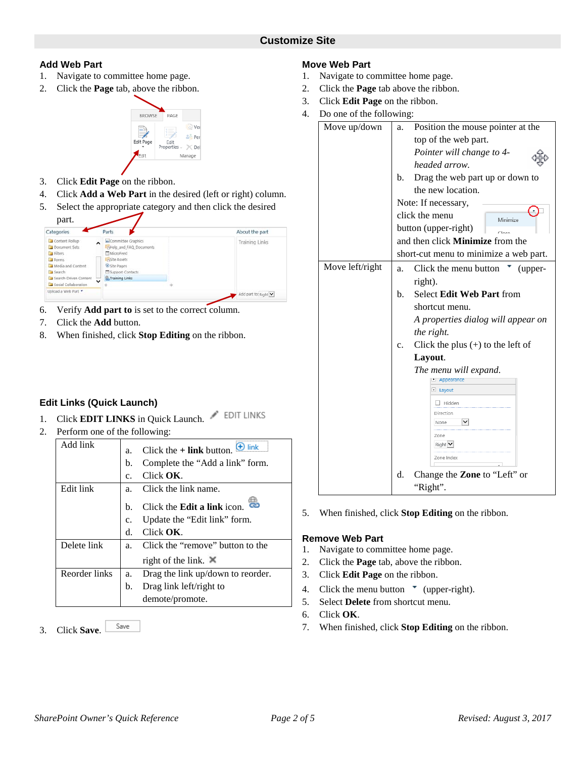# Customize Site

## Add Web Part

1. Navigate to committee home page.
2. Click the **Page** tab, above the ribbon.
3. Click **Edit Page** on the ribbon.
4. Click **Add a Web Part** in the desired (left or right) column.
5. Select the appropriate category and then click the desired part.
6. Verify **Add part to** is set to the correct column.
7. Click the **Add** button.
8. When finished, click **Stop Editing** on the ribbon.

## Edit Links (Quick Launch)

1. Click **EDIT LINKS** in Quick Launch.
2. Perform one of the following:

| | |
|---|---|
| Add link | a. Click the **+ link** button.<br>b. Complete the “Add a link” form.<br>c. Click **OK**. |
| Edit link | a. Click the link name.<br>b. Click the **Edit a link** icon.<br>c. Update the “Edit link” form.<br>d. Click **OK**. |
| Delete link | a. Click the “remove” button to the right of the link. |
| Reorder links | a. Drag the link up/down to reorder.<br>b. Drag link left/right to demote/promote. |

3. Click **Save**.

## Move Web Part

1. Navigate to committee home page.
2. Click the **Page** tab above the ribbon.
3. Click **Edit Page** on the ribbon.
4. Do one of the following:

| | |
|---|---|
| Move up/down | a. Position the mouse pointer at the top of the web part.<br>*Pointer will change to 4-headed arrow.*<br>b. Drag the web part up or down to the new location.<br>Note: If necessary, click the menu button (upper-right) and then click **Minimize** from the short-cut menu to minimize a web part. |
| Move left/right | a. Click the menu button (upper-right).<br>b. Select **Edit Web Part** from shortcut menu.<br>*A properties dialog will appear on the right.*<br>c. Click the plus (+) to the left of **Layout**.<br>*The menu will expand.*<br>d. Change the **Zone** to “Left” or “Right”. |

5. When finished, click **Stop Editing** on the ribbon.

## Remove Web Part

1. Navigate to committee home page.
2. Click the **Page** tab, above the ribbon.
3. Click **Edit Page** on the ribbon.
4. Click the menu button (upper-right).
5. Select **Delete** from shortcut menu.
6. Click **OK**.
7. When finished, click **Stop Editing** on the ribbon.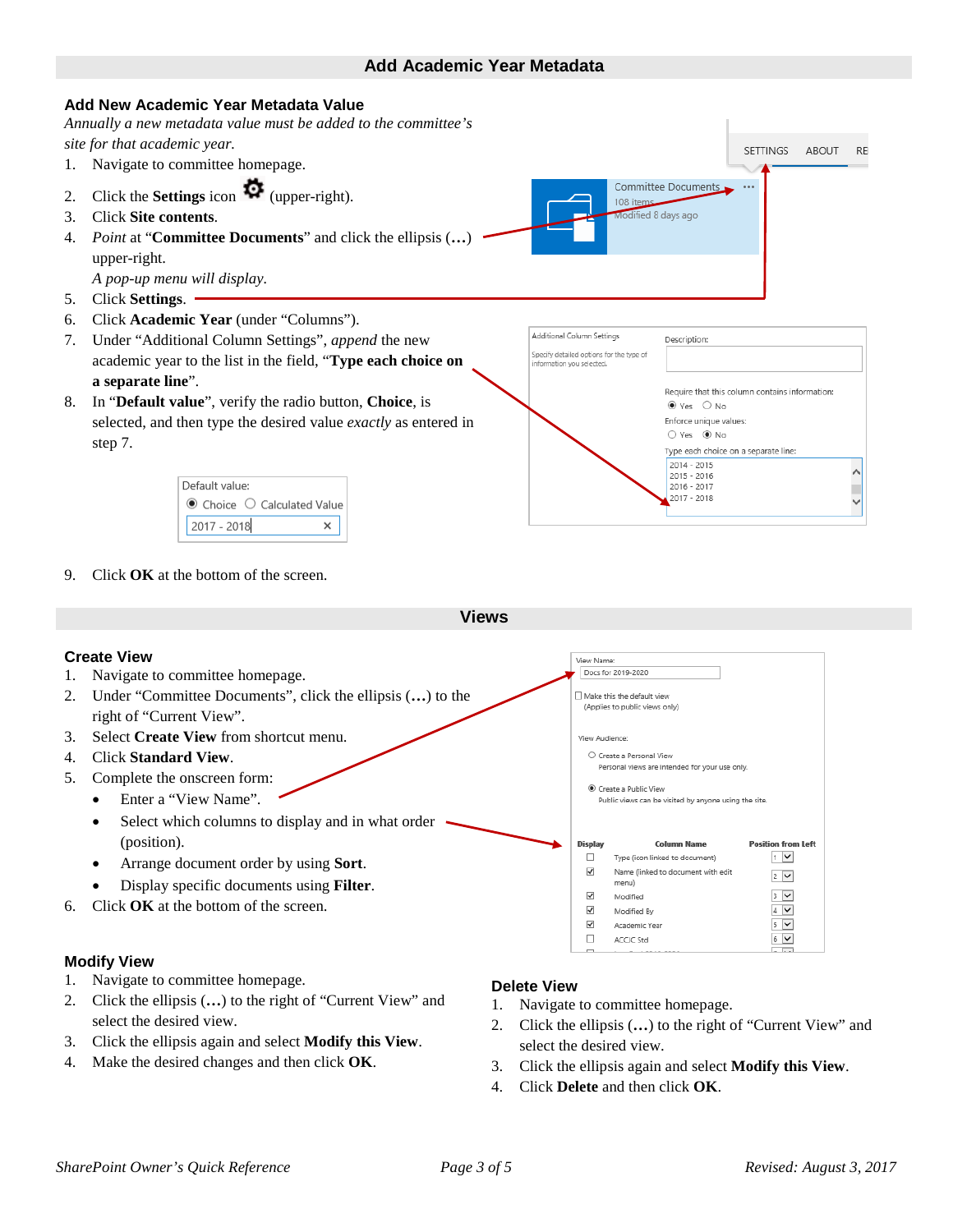## Add Academic Year Metadata

### Add New Academic Year Metadata Value

*Annually a new metadata value must be added to the committee's site for that academic year.*

1. Navigate to committee homepage.
2. Click the **Settings** icon (upper-right).
3. Click **Site contents**.
4. *Point* at "**Committee Documents**" and click the ellipsis (**…**) upper-right.
   *A pop-up menu will display.*
5. Click **Settings**.
6. Click **Academic Year** (under "Columns").
7. Under "Additional Column Settings", *append* the new academic year to the list in the field, "**Type each choice on a separate line**".
8. In "**Default value**", verify the radio button, **Choice**, is selected, and then type the desired value *exactly* as entered in step 7.
9. Click **OK** at the bottom of the screen.

## Views

### Create View

1. Navigate to committee homepage.
2. Under "Committee Documents", click the ellipsis (**…**) to the right of "Current View".
3. Select **Create View** from shortcut menu.
4. Click **Standard View**.
5. Complete the onscreen form:
   - Enter a "View Name".
   - Select which columns to display and in what order (position).
   - Arrange document order by using **Sort**.
   - Display specific documents using **Filter**.
6. Click **OK** at the bottom of the screen.

### Modify View

1. Navigate to committee homepage.
2. Click the ellipsis (**…**) to the right of "Current View" and select the desired view.
3. Click the ellipsis again and select **Modify this View**.
4. Make the desired changes and then click **OK**.

### Delete View

1. Navigate to committee homepage.
2. Click the ellipsis (**…**) to the right of "Current View" and select the desired view.
3. Click the ellipsis again and select **Modify this View**.
4. Click **Delete** and then click **OK**.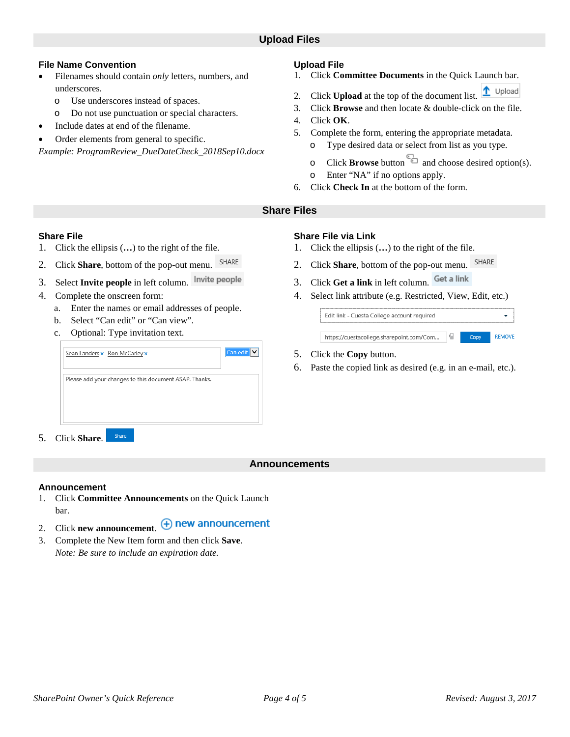# Upload Files

## File Name Convention

- Filenames should contain *only* letters, numbers, and underscores.
  - Use underscores instead of spaces.
  - Do not use punctuation or special characters.
- Include dates at end of the filename.
- Order elements from general to specific.

*Example: ProgramReview_DueDateCheck_2018Sep10.docx*

## Upload File

1. Click **Committee Documents** in the Quick Launch bar.
2. Click **Upload** at the top of the document list. Upload
3. Click **Browse** and then locate & double-click on the file.
4. Click **OK**.
5. Complete the form, entering the appropriate metadata.
   - Type desired data or select from list as you type.
   - Click **Browse** button and choose desired option(s).
   - Enter "NA" if no options apply.
6. Click **Check In** at the bottom of the form.

# Share Files

## Share File

1. Click the ellipsis (**…**) to the right of the file.
2. Click **Share**, bottom of the pop-out menu. SHARE
3. Select **Invite people** in left column. Invite people
4. Complete the onscreen form:
   a. Enter the names or email addresses of people.
   b. Select "Can edit" or "Can view".
   c. Optional: Type invitation text.

   Sean Landers × Ron McCarley × | Can edit

   Please add your changes to this document ASAP. Thanks.
5. Click **Share**. Share

## Share File via Link

1. Click the ellipsis (**…**) to the right of the file.
2. Click **Share**, bottom of the pop-out menu. SHARE
3. Click **Get a link** in left column. Get a link
4. Select link attribute (e.g. Restricted, View, Edit, etc.)

   Edit link - Cuesta College account required

   https://cuestacollege.sharepoint.com/Com... Copy REMOVE
5. Click the **Copy** button.
6. Paste the copied link as desired (e.g. in an e-mail, etc.).

# Announcements

## Announcement

1. Click **Committee Announcements** on the Quick Launch bar.
2. Click **new announcement**. ⊕ new announcement
3. Complete the New Item form and then click **Save**.
   *Note: Be sure to include an expiration date.*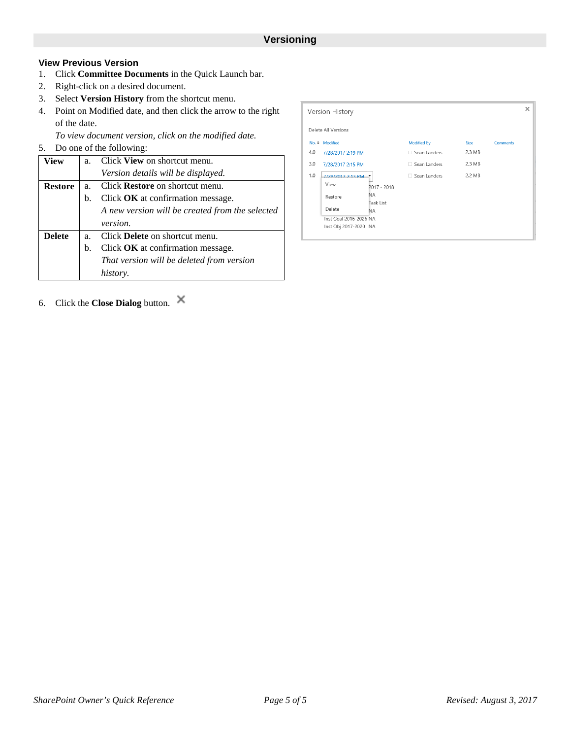## Versioning

### View Previous Version

1. Click **Committee Documents** in the Quick Launch bar.
2. Right-click on a desired document.
3. Select **Version History** from the shortcut menu.
4. Point on Modified date, and then click the arrow to the right of the date.
   *To view document version, click on the modified date.*
5. Do one of the following:

| | |
|---|---|
| **View** | a. Click **View** on shortcut menu.<br>*Version details will be displayed.* |
| **Restore** | a. Click **Restore** on shortcut menu.<br>b. Click **OK** at confirmation message.<br>*A new version will be created from the selected version.* |
| **Delete** | a. Click **Delete** on shortcut menu.<br>b. Click **OK** at confirmation message.<br>*That version will be deleted from version history.* |

6. Click the **Close Dialog** button. ✕